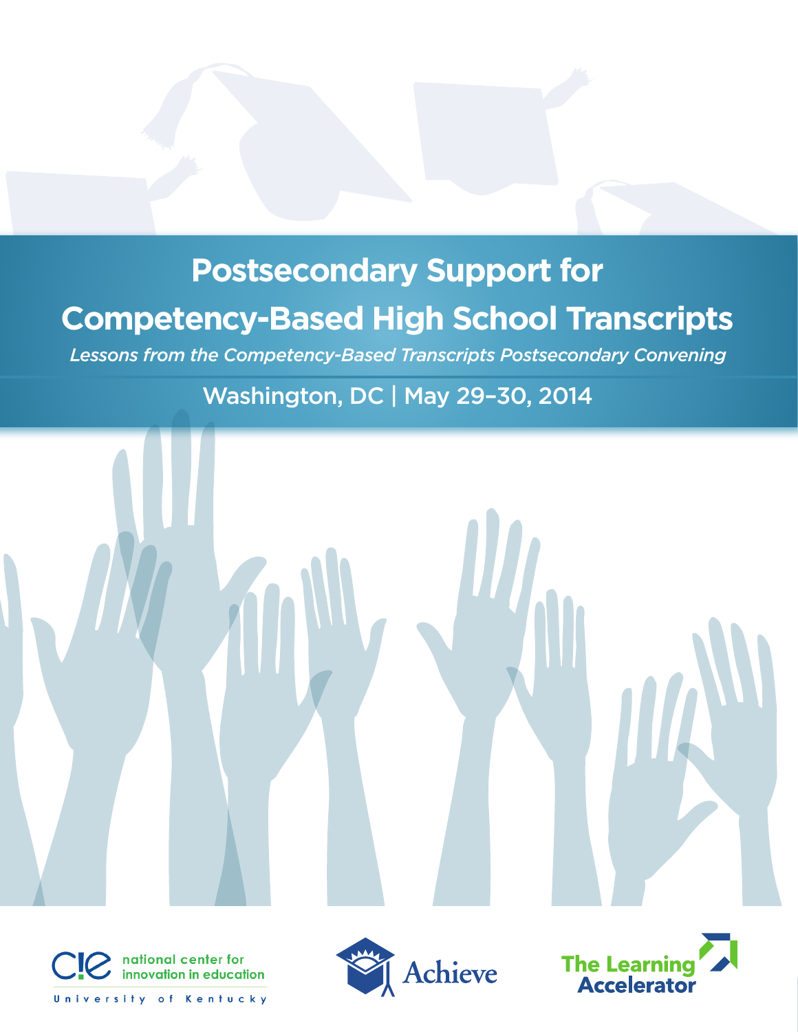# Postsecondary Support for Competency-Based High School Transcripts

*Lessons from the Competency-Based Transcripts Postsecondary Convening*

Washington, DC | May 29–30, 2014

national center for innovation in education
University of Kentucky

Achieve

The Learning Accelerator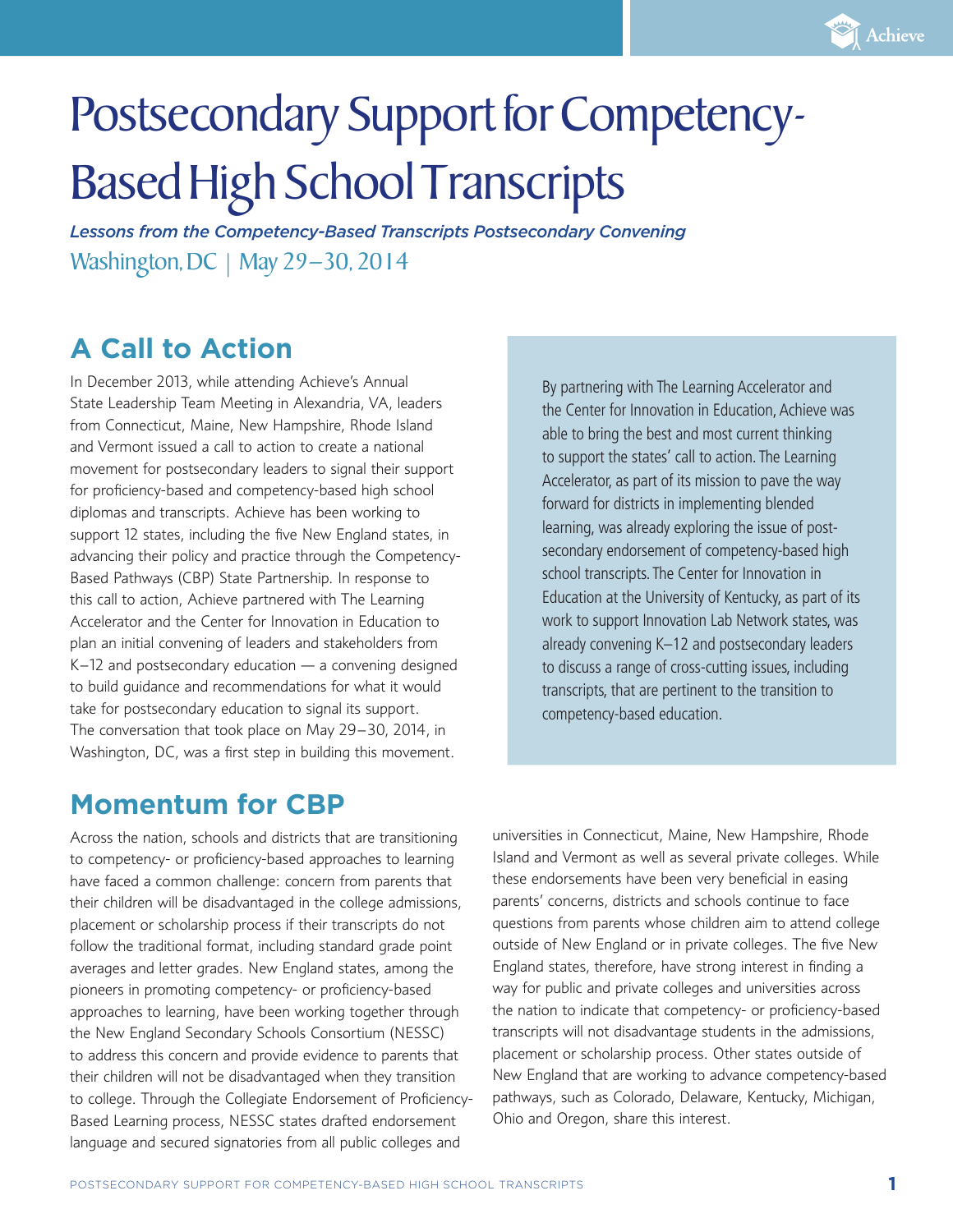# Postsecondary Support for Competency-Based High School Transcripts

*Lessons from the Competency-Based Transcripts Postsecondary Convening*

Washington, DC | May 29–30, 2014

## A Call to Action

In December 2013, while attending Achieve's Annual State Leadership Team Meeting in Alexandria, VA, leaders from Connecticut, Maine, New Hampshire, Rhode Island and Vermont issued a call to action to create a national movement for postsecondary leaders to signal their support for proficiency-based and competency-based high school diplomas and transcripts. Achieve has been working to support 12 states, including the five New England states, in advancing their policy and practice through the Competency-Based Pathways (CBP) State Partnership. In response to this call to action, Achieve partnered with The Learning Accelerator and the Center for Innovation in Education to plan an initial convening of leaders and stakeholders from K–12 and postsecondary education — a convening designed to build guidance and recommendations for what it would take for postsecondary education to signal its support. The conversation that took place on May 29–30, 2014, in Washington, DC, was a first step in building this movement.

By partnering with The Learning Accelerator and the Center for Innovation in Education, Achieve was able to bring the best and most current thinking to support the states' call to action. The Learning Accelerator, as part of its mission to pave the way forward for districts in implementing blended learning, was already exploring the issue of postsecondary endorsement of competency-based high school transcripts. The Center for Innovation in Education at the University of Kentucky, as part of its work to support Innovation Lab Network states, was already convening K–12 and postsecondary leaders to discuss a range of cross-cutting issues, including transcripts, that are pertinent to the transition to competency-based education.

## Momentum for CBP

Across the nation, schools and districts that are transitioning to competency- or proficiency-based approaches to learning have faced a common challenge: concern from parents that their children will be disadvantaged in the college admissions, placement or scholarship process if their transcripts do not follow the traditional format, including standard grade point averages and letter grades. New England states, among the pioneers in promoting competency- or proficiency-based approaches to learning, have been working together through the New England Secondary Schools Consortium (NESSC) to address this concern and provide evidence to parents that their children will not be disadvantaged when they transition to college. Through the Collegiate Endorsement of Proficiency-Based Learning process, NESSC states drafted endorsement language and secured signatories from all public colleges and universities in Connecticut, Maine, New Hampshire, Rhode Island and Vermont as well as several private colleges. While these endorsements have been very beneficial in easing parents' concerns, districts and schools continue to face questions from parents whose children aim to attend college outside of New England or in private colleges. The five New England states, therefore, have strong interest in finding a way for public and private colleges and universities across the nation to indicate that competency- or proficiency-based transcripts will not disadvantage students in the admissions, placement or scholarship process. Other states outside of New England that are working to advance competency-based pathways, such as Colorado, Delaware, Kentucky, Michigan, Ohio and Oregon, share this interest.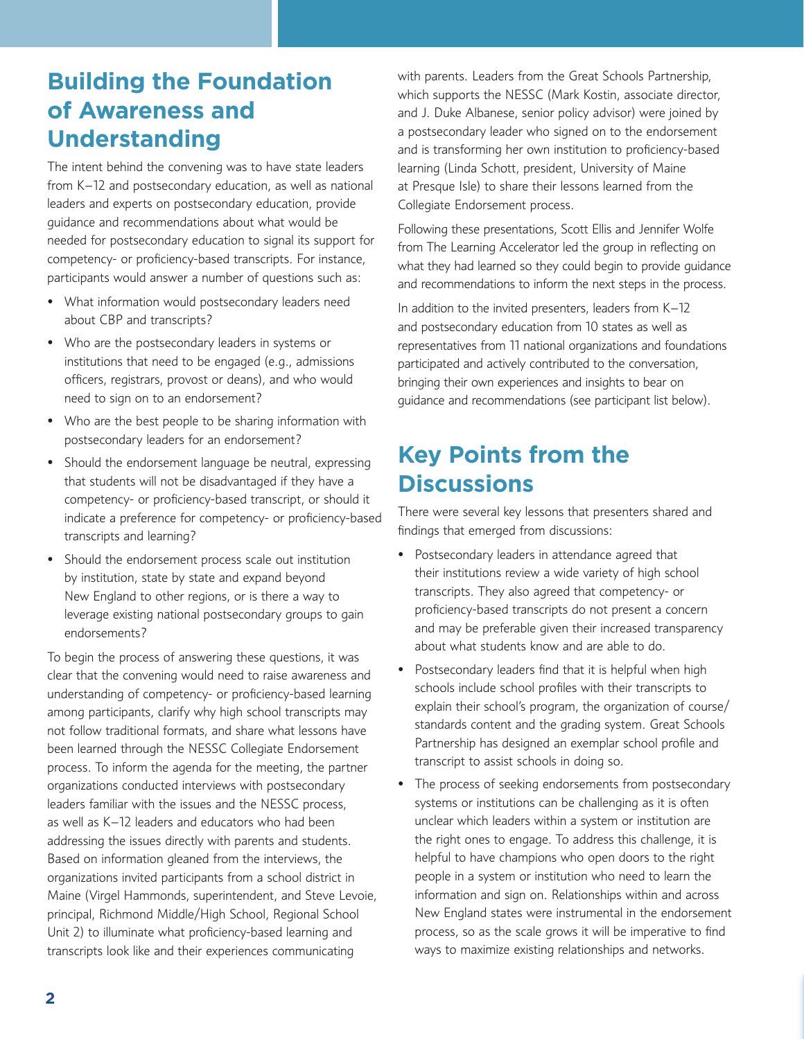## Building the Foundation of Awareness and Understanding

The intent behind the convening was to have state leaders from K–12 and postsecondary education, as well as national leaders and experts on postsecondary education, provide guidance and recommendations about what would be needed for postsecondary education to signal its support for competency- or proficiency-based transcripts. For instance, participants would answer a number of questions such as:

- What information would postsecondary leaders need about CBP and transcripts?
- Who are the postsecondary leaders in systems or institutions that need to be engaged (e.g., admissions officers, registrars, provost or deans), and who would need to sign on to an endorsement?
- Who are the best people to be sharing information with postsecondary leaders for an endorsement?
- Should the endorsement language be neutral, expressing that students will not be disadvantaged if they have a competency- or proficiency-based transcript, or should it indicate a preference for competency- or proficiency-based transcripts and learning?
- Should the endorsement process scale out institution by institution, state by state and expand beyond New England to other regions, or is there a way to leverage existing national postsecondary groups to gain endorsements?

To begin the process of answering these questions, it was clear that the convening would need to raise awareness and understanding of competency- or proficiency-based learning among participants, clarify why high school transcripts may not follow traditional formats, and share what lessons have been learned through the NESSC Collegiate Endorsement process. To inform the agenda for the meeting, the partner organizations conducted interviews with postsecondary leaders familiar with the issues and the NESSC process, as well as K–12 leaders and educators who had been addressing the issues directly with parents and students. Based on information gleaned from the interviews, the organizations invited participants from a school district in Maine (Virgel Hammonds, superintendent, and Steve Levoie, principal, Richmond Middle/High School, Regional School Unit 2) to illuminate what proficiency-based learning and transcripts look like and their experiences communicating with parents. Leaders from the Great Schools Partnership, which supports the NESSC (Mark Kostin, associate director, and J. Duke Albanese, senior policy advisor) were joined by a postsecondary leader who signed on to the endorsement and is transforming her own institution to proficiency-based learning (Linda Schott, president, University of Maine at Presque Isle) to share their lessons learned from the Collegiate Endorsement process.

Following these presentations, Scott Ellis and Jennifer Wolfe from The Learning Accelerator led the group in reflecting on what they had learned so they could begin to provide guidance and recommendations to inform the next steps in the process.

In addition to the invited presenters, leaders from K–12 and postsecondary education from 10 states as well as representatives from 11 national organizations and foundations participated and actively contributed to the conversation, bringing their own experiences and insights to bear on guidance and recommendations (see participant list below).

## Key Points from the Discussions

There were several key lessons that presenters shared and findings that emerged from discussions:

- Postsecondary leaders in attendance agreed that their institutions review a wide variety of high school transcripts. They also agreed that competency- or proficiency-based transcripts do not present a concern and may be preferable given their increased transparency about what students know and are able to do.
- Postsecondary leaders find that it is helpful when high schools include school profiles with their transcripts to explain their school's program, the organization of course/standards content and the grading system. Great Schools Partnership has designed an exemplar school profile and transcript to assist schools in doing so.
- The process of seeking endorsements from postsecondary systems or institutions can be challenging as it is often unclear which leaders within a system or institution are the right ones to engage. To address this challenge, it is helpful to have champions who open doors to the right people in a system or institution who need to learn the information and sign on. Relationships within and across New England states were instrumental in the endorsement process, so as the scale grows it will be imperative to find ways to maximize existing relationships and networks.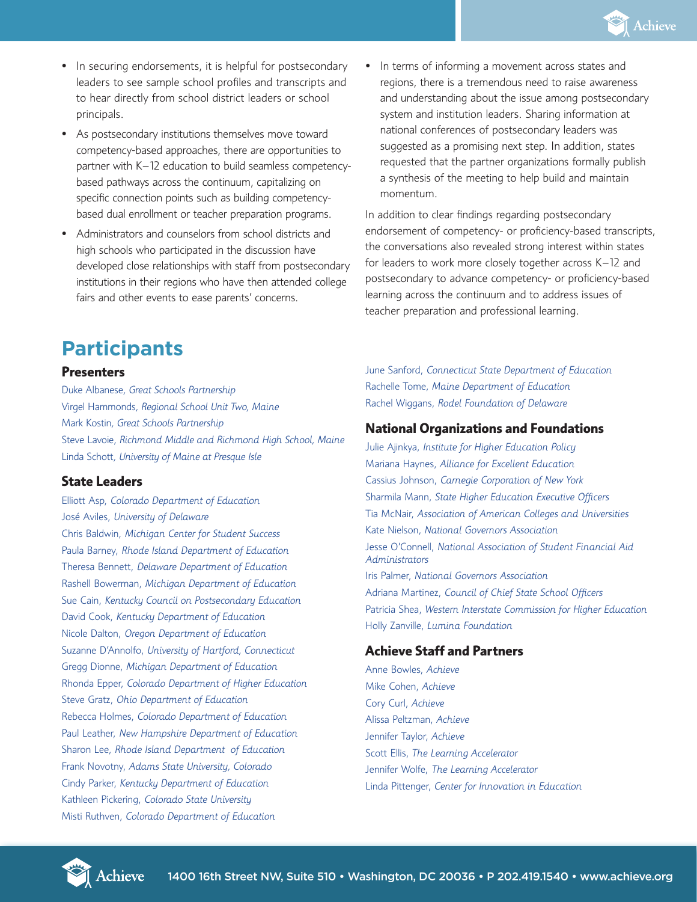- In securing endorsements, it is helpful for postsecondary leaders to see sample school profiles and transcripts and to hear directly from school district leaders or school principals.
- As postsecondary institutions themselves move toward competency-based approaches, there are opportunities to partner with K–12 education to build seamless competency-based pathways across the continuum, capitalizing on specific connection points such as building competency-based dual enrollment or teacher preparation programs.
- Administrators and counselors from school districts and high schools who participated in the discussion have developed close relationships with staff from postsecondary institutions in their regions who have then attended college fairs and other events to ease parents' concerns.
- In terms of informing a movement across states and regions, there is a tremendous need to raise awareness and understanding about the issue among postsecondary system and institution leaders. Sharing information at national conferences of postsecondary leaders was suggested as a promising next step. In addition, states requested that the partner organizations formally publish a synthesis of the meeting to help build and maintain momentum.

In addition to clear findings regarding postsecondary endorsement of competency- or proficiency-based transcripts, the conversations also revealed strong interest within states for leaders to work more closely together across K–12 and postsecondary to advance competency- or proficiency-based learning across the continuum and to address issues of teacher preparation and professional learning.

# Participants

### Presenters

Duke Albanese, *Great Schools Partnership*
Virgel Hammonds, *Regional School Unit Two, Maine*
Mark Kostin, *Great Schools Partnership*
Steve Lavoie, *Richmond Middle and Richmond High School, Maine*
Linda Schott, *University of Maine at Presque Isle*

### State Leaders

Elliott Asp, *Colorado Department of Education*
José Aviles, *University of Delaware*
Chris Baldwin, *Michigan Center for Student Success*
Paula Barney, *Rhode Island Department of Education*
Theresa Bennett, *Delaware Department of Education*
Rashell Bowerman, *Michigan Department of Education*
Sue Cain, *Kentucky Council on Postsecondary Education*
David Cook, *Kentucky Department of Education*
Nicole Dalton, *Oregon Department of Education*
Suzanne D'Annolfo, *University of Hartford, Connecticut*
Gregg Dionne, *Michigan Department of Education*
Rhonda Epper, *Colorado Department of Higher Education*
Steve Gratz, *Ohio Department of Education*
Rebecca Holmes, *Colorado Department of Education*
Paul Leather, *New Hampshire Department of Education*
Sharon Lee, *Rhode Island Department of Education*
Frank Novotny, *Adams State University, Colorado*
Cindy Parker, *Kentucky Department of Education*
Kathleen Pickering, *Colorado State University*
Misti Ruthven, *Colorado Department of Education*
June Sanford, *Connecticut State Department of Education*
Rachelle Tome, *Maine Department of Education*
Rachel Wiggans, *Rodel Foundation of Delaware*

### National Organizations and Foundations

Julie Ajinkya, *Institute for Higher Education Policy*
Mariana Haynes, *Alliance for Excellent Education*
Cassius Johnson, *Carnegie Corporation of New York*
Sharmila Mann, *State Higher Education Executive Officers*
Tia McNair, *Association of American Colleges and Universities*
Kate Nielson, *National Governors Association*
Jesse O'Connell, *National Association of Student Financial Aid Administrators*
Iris Palmer, *National Governors Association*
Adriana Martinez, *Council of Chief State School Officers*
Patricia Shea, *Western Interstate Commission for Higher Education*
Holly Zanville, *Lumina Foundation*

### Achieve Staff and Partners

Anne Bowles, *Achieve*
Mike Cohen, *Achieve*
Cory Curl, *Achieve*
Alissa Peltzman, *Achieve*
Jennifer Taylor, *Achieve*
Scott Ellis, *The Learning Accelerator*
Jennifer Wolfe, *The Learning Accelerator*
Linda Pittenger, *Center for Innovation in Education*

1400 16th Street NW, Suite 510 • Washington, DC 20036 • P 202.419.1540 • www.achieve.org